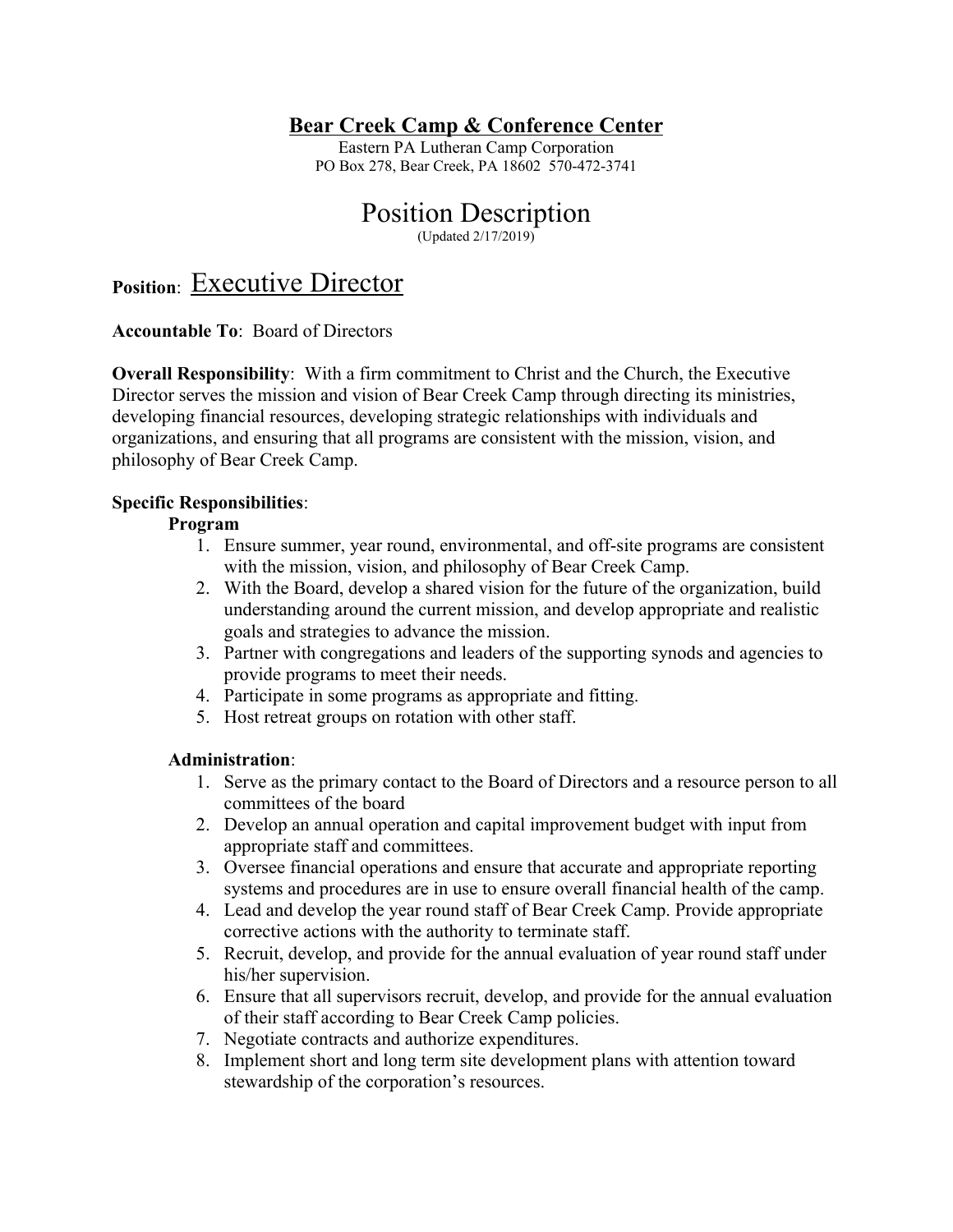# Bear Creek Camp & Conference Center

Eastern PA Lutheran Camp Corporation
PO Box 278, Bear Creek, PA 18602 570-472-3741

## Position Description

(Updated 2/17/2019)

**Position**: Executive Director

**Accountable To**: Board of Directors

**Overall Responsibility**: With a firm commitment to Christ and the Church, the Executive Director serves the mission and vision of Bear Creek Camp through directing its ministries, developing financial resources, developing strategic relationships with individuals and organizations, and ensuring that all programs are consistent with the mission, vision, and philosophy of Bear Creek Camp.

**Specific Responsibilities**:

**Program**

1. Ensure summer, year round, environmental, and off-site programs are consistent with the mission, vision, and philosophy of Bear Creek Camp.
2. With the Board, develop a shared vision for the future of the organization, build understanding around the current mission, and develop appropriate and realistic goals and strategies to advance the mission.
3. Partner with congregations and leaders of the supporting synods and agencies to provide programs to meet their needs.
4. Participate in some programs as appropriate and fitting.
5. Host retreat groups on rotation with other staff.

**Administration**:

1. Serve as the primary contact to the Board of Directors and a resource person to all committees of the board
2. Develop an annual operation and capital improvement budget with input from appropriate staff and committees.
3. Oversee financial operations and ensure that accurate and appropriate reporting systems and procedures are in use to ensure overall financial health of the camp.
4. Lead and develop the year round staff of Bear Creek Camp. Provide appropriate corrective actions with the authority to terminate staff.
5. Recruit, develop, and provide for the annual evaluation of year round staff under his/her supervision.
6. Ensure that all supervisors recruit, develop, and provide for the annual evaluation of their staff according to Bear Creek Camp policies.
7. Negotiate contracts and authorize expenditures.
8. Implement short and long term site development plans with attention toward stewardship of the corporation's resources.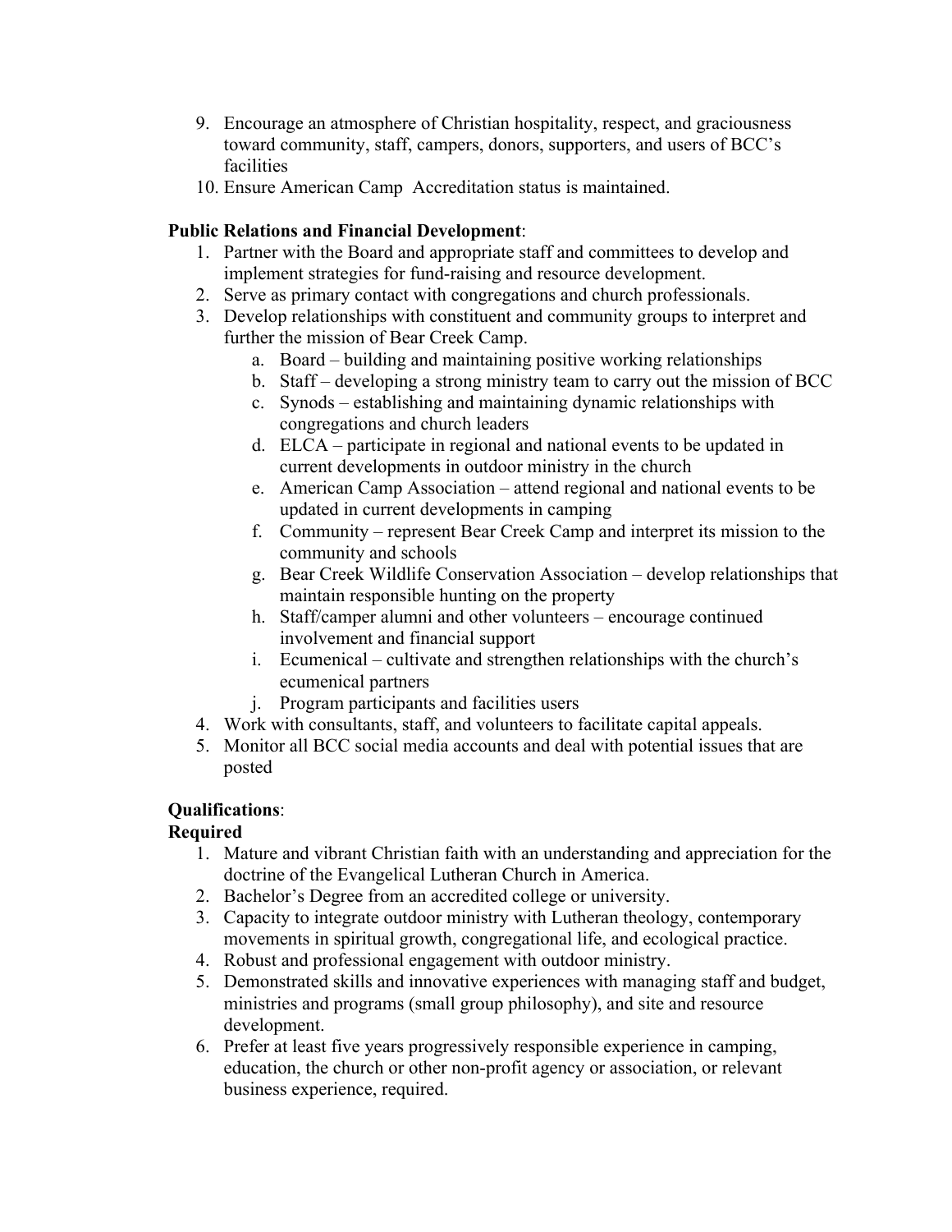9. Encourage an atmosphere of Christian hospitality, respect, and graciousness toward community, staff, campers, donors, supporters, and users of BCC's facilities
10. Ensure American Camp Accreditation status is maintained.

**Public Relations and Financial Development**:

1. Partner with the Board and appropriate staff and committees to develop and implement strategies for fund-raising and resource development.
2. Serve as primary contact with congregations and church professionals.
3. Develop relationships with constituent and community groups to interpret and further the mission of Bear Creek Camp.
   a. Board – building and maintaining positive working relationships
   b. Staff – developing a strong ministry team to carry out the mission of BCC
   c. Synods – establishing and maintaining dynamic relationships with congregations and church leaders
   d. ELCA – participate in regional and national events to be updated in current developments in outdoor ministry in the church
   e. American Camp Association – attend regional and national events to be updated in current developments in camping
   f. Community – represent Bear Creek Camp and interpret its mission to the community and schools
   g. Bear Creek Wildlife Conservation Association – develop relationships that maintain responsible hunting on the property
   h. Staff/camper alumni and other volunteers – encourage continued involvement and financial support
   i. Ecumenical – cultivate and strengthen relationships with the church's ecumenical partners
   j. Program participants and facilities users
4. Work with consultants, staff, and volunteers to facilitate capital appeals.
5. Monitor all BCC social media accounts and deal with potential issues that are posted

**Qualifications**:

**Required**

1. Mature and vibrant Christian faith with an understanding and appreciation for the doctrine of the Evangelical Lutheran Church in America.
2. Bachelor's Degree from an accredited college or university.
3. Capacity to integrate outdoor ministry with Lutheran theology, contemporary movements in spiritual growth, congregational life, and ecological practice.
4. Robust and professional engagement with outdoor ministry.
5. Demonstrated skills and innovative experiences with managing staff and budget, ministries and programs (small group philosophy), and site and resource development.
6. Prefer at least five years progressively responsible experience in camping, education, the church or other non-profit agency or association, or relevant business experience, required.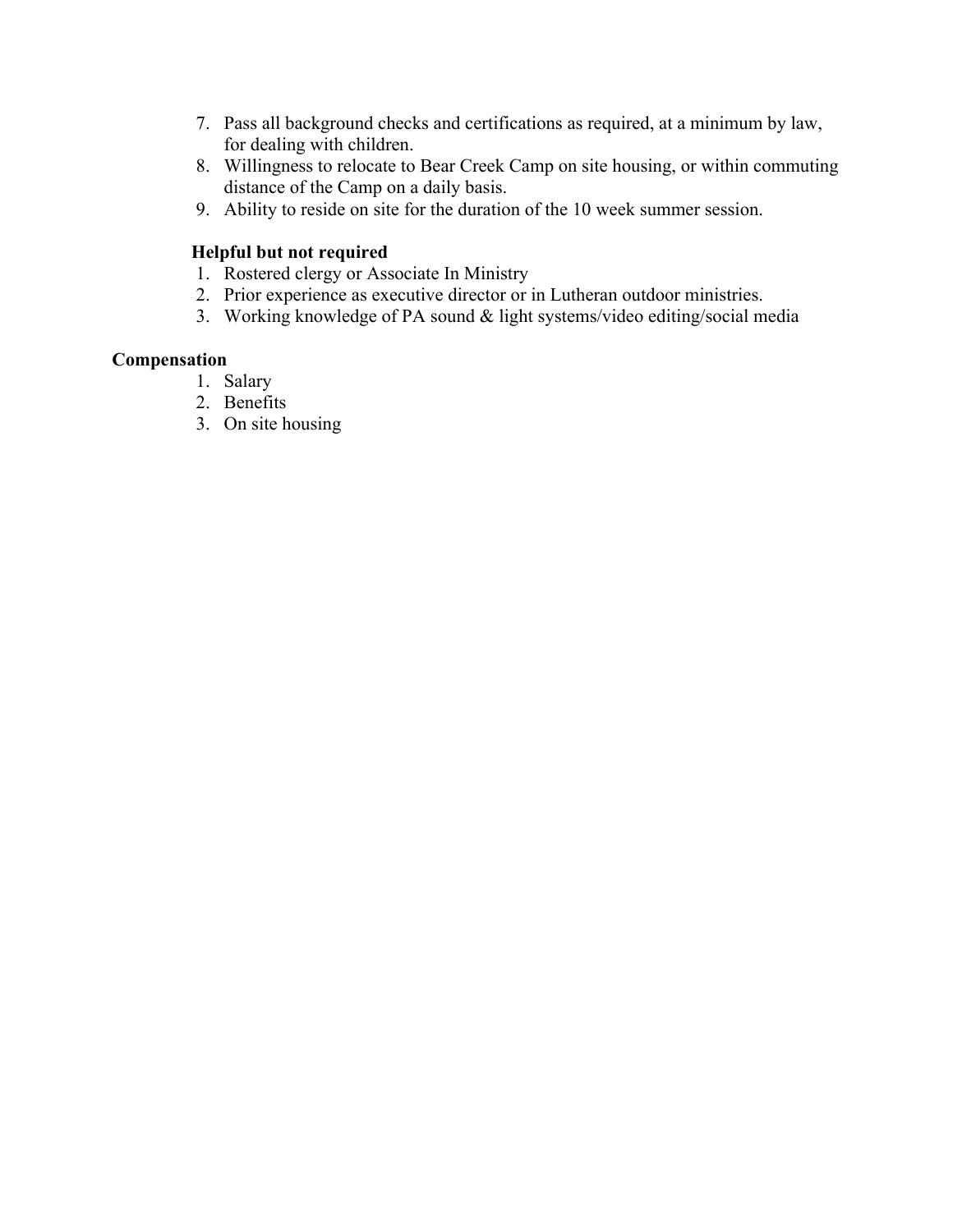7. Pass all background checks and certifications as required, at a minimum by law, for dealing with children.
8. Willingness to relocate to Bear Creek Camp on site housing, or within commuting distance of the Camp on a daily basis.
9. Ability to reside on site for the duration of the 10 week summer session.

**Helpful but not required**

1. Rostered clergy or Associate In Ministry
2. Prior experience as executive director or in Lutheran outdoor ministries.
3. Working knowledge of PA sound & light systems/video editing/social media

**Compensation**

1. Salary
2. Benefits
3. On site housing